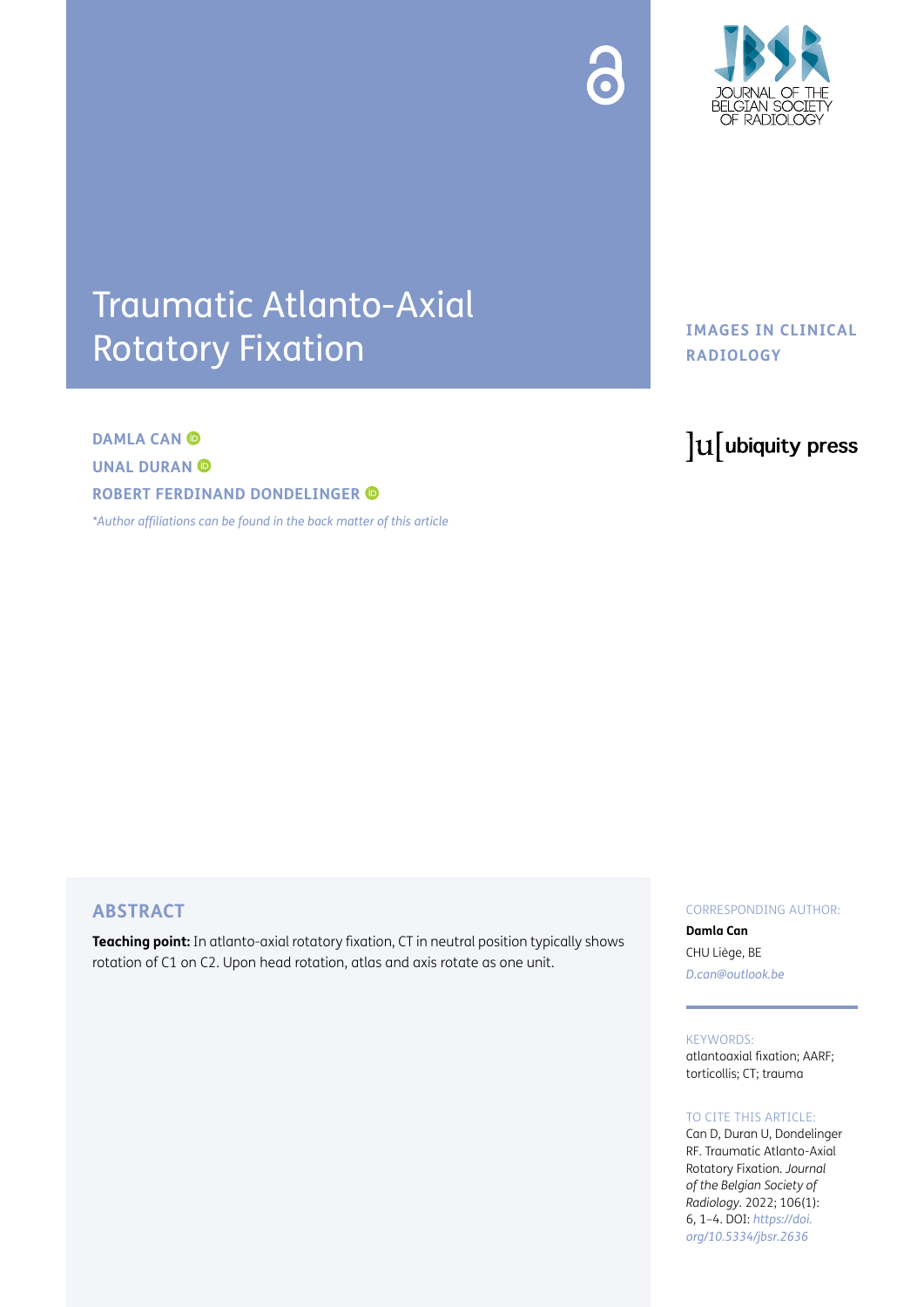# Traumatic Atlanto-Axial Rotatory Fixation

IMAGES IN CLINICAL RADIOLOGY

**DAMLA CAN**
**UNAL DURAN**
**ROBERT FERDINAND DONDELINGER**

*Author affiliations can be found in the back matter of this article*

## ABSTRACT

**Teaching point:** In atlanto-axial rotatory fixation, CT in neutral position typically shows rotation of C1 on C2. Upon head rotation, atlas and axis rotate as one unit.

CORRESPONDING AUTHOR:

**Damla Can**

CHU Liège, BE

*D.can@outlook.be*

KEYWORDS:

atlantoaxial fixation; AARF; torticollis; CT; trauma

TO CITE THIS ARTICLE:

Can D, Duran U, Dondelinger RF. Traumatic Atlanto-Axial Rotatory Fixation. *Journal of the Belgian Society of Radiology.* 2022; 106(1): 6, 1–4. DOI: *https://doi.org/10.5334/jbsr.2636*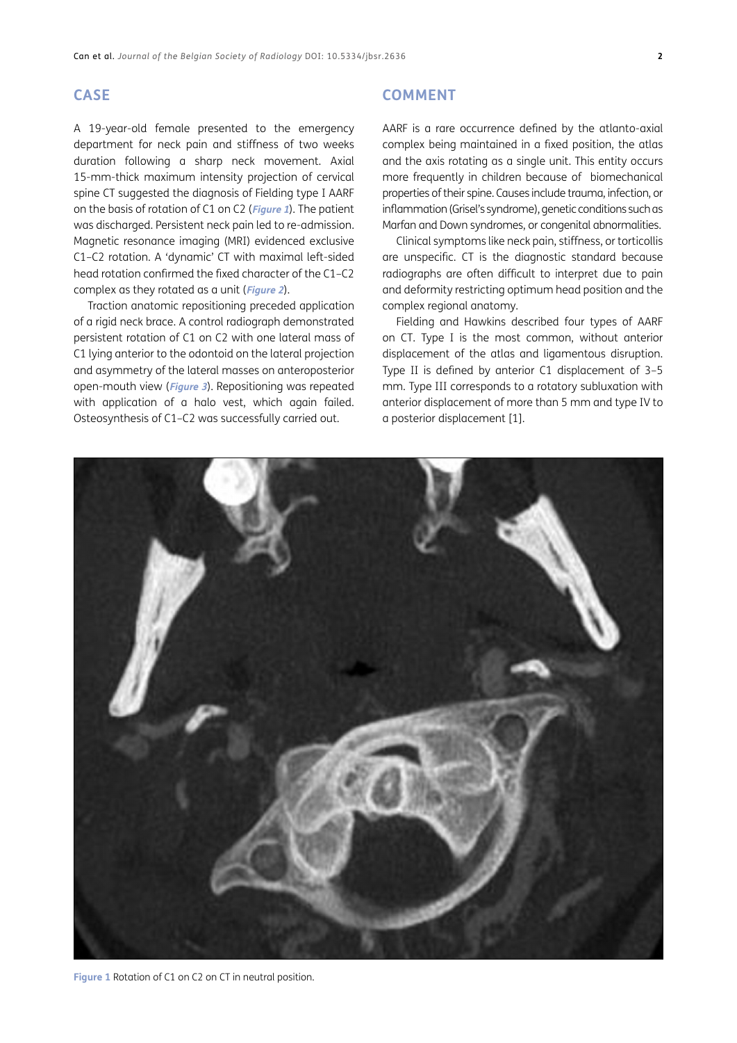## CASE

A 19-year-old female presented to the emergency department for neck pain and stiffness of two weeks duration following a sharp neck movement. Axial 15-mm-thick maximum intensity projection of cervical spine CT suggested the diagnosis of Fielding type I AARF on the basis of rotation of C1 on C2 (**Figure 1**). The patient was discharged. Persistent neck pain led to re-admission. Magnetic resonance imaging (MRI) evidenced exclusive C1–C2 rotation. A 'dynamic' CT with maximal left-sided head rotation confirmed the fixed character of the C1–C2 complex as they rotated as a unit (**Figure 2**).

Traction anatomic repositioning preceded application of a rigid neck brace. A control radiograph demonstrated persistent rotation of C1 on C2 with one lateral mass of C1 lying anterior to the odontoid on the lateral projection and asymmetry of the lateral masses on anteroposterior open-mouth view (**Figure 3**). Repositioning was repeated with application of a halo vest, which again failed. Osteosynthesis of C1–C2 was successfully carried out.

## COMMENT

AARF is a rare occurrence defined by the atlanto-axial complex being maintained in a fixed position, the atlas and the axis rotating as a single unit. This entity occurs more frequently in children because of biomechanical properties of their spine. Causes include trauma, infection, or inflammation (Grisel's syndrome), genetic conditions such as Marfan and Down syndromes, or congenital abnormalities.

Clinical symptoms like neck pain, stiffness, or torticollis are unspecific. CT is the diagnostic standard because radiographs are often difficult to interpret due to pain and deformity restricting optimum head position and the complex regional anatomy.

Fielding and Hawkins described four types of AARF on CT. Type I is the most common, without anterior displacement of the atlas and ligamentous disruption. Type II is defined by anterior C1 displacement of 3–5 mm. Type III corresponds to a rotatory subluxation with anterior displacement of more than 5 mm and type IV to a posterior displacement [1].

**Figure 1** Rotation of C1 on C2 on CT in neutral position.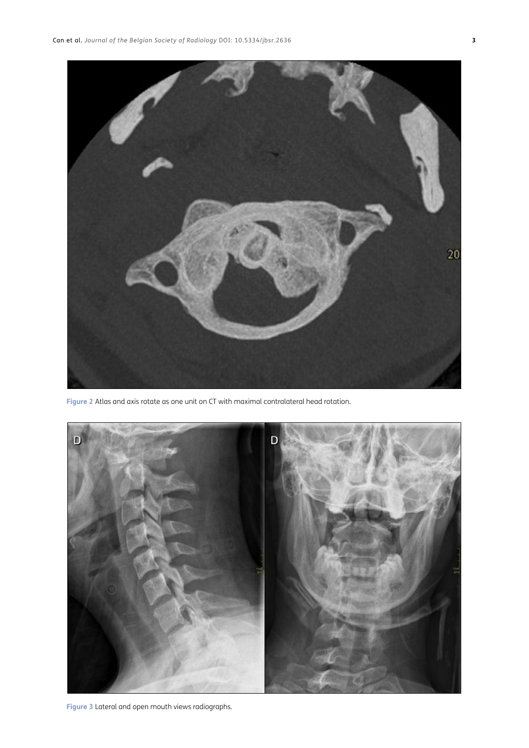Figure 2 Atlas and axis rotate as one unit on CT with maximal contralateral head rotation.

Figure 3 Lateral and open mouth views radiographs.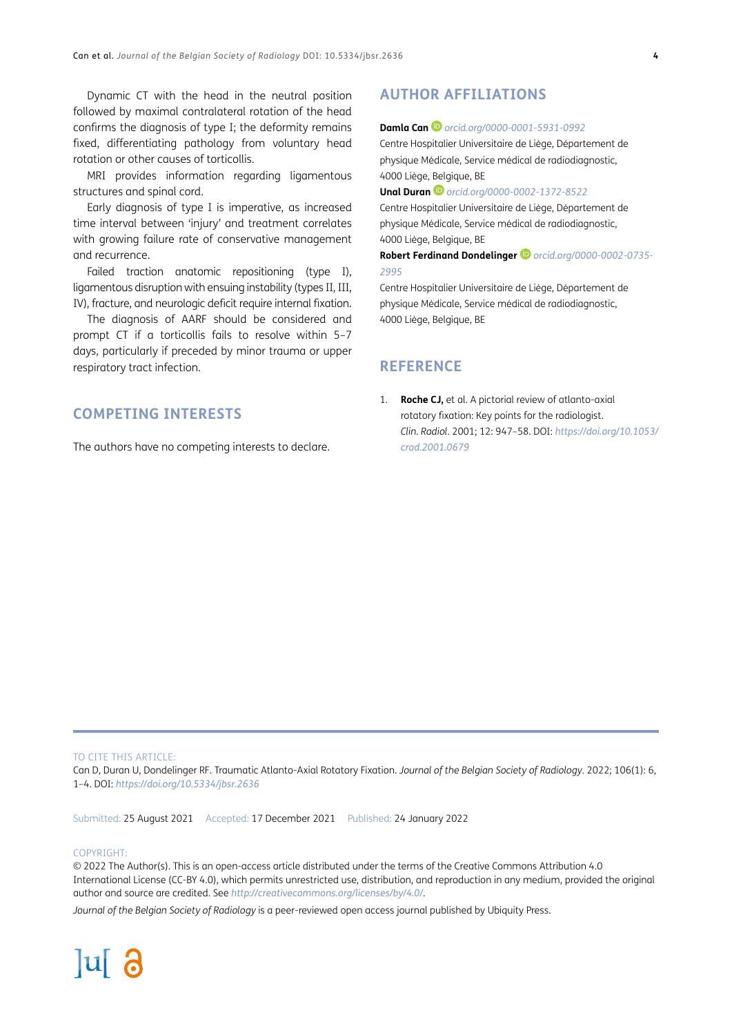Dynamic CT with the head in the neutral position followed by maximal contralateral rotation of the head confirms the diagnosis of type I; the deformity remains fixed, differentiating pathology from voluntary head rotation or other causes of torticollis.

MRI provides information regarding ligamentous structures and spinal cord.

Early diagnosis of type I is imperative, as increased time interval between 'injury' and treatment correlates with growing failure rate of conservative management and recurrence.

Failed traction anatomic repositioning (type I), ligamentous disruption with ensuing instability (types II, III, IV), fracture, and neurologic deficit require internal fixation.

The diagnosis of AARF should be considered and prompt CT if a torticollis fails to resolve within 5–7 days, particularly if preceded by minor trauma or upper respiratory tract infection.

## COMPETING INTERESTS

The authors have no competing interests to declare.

## AUTHOR AFFILIATIONS

**Damla Can** *orcid.org/0000-0001-5931-0992*
Centre Hospitalier Universitaire de Liège, Département de physique Médicale, Service médical de radiodiagnostic, 4000 Liège, Belgique, BE

**Unal Duran** *orcid.org/0000-0002-1372-8522*
Centre Hospitalier Universitaire de Liège, Département de physique Médicale, Service médical de radiodiagnostic, 4000 Liège, Belgique, BE

**Robert Ferdinand Dondelinger** *orcid.org/0000-0002-0735-2995*
Centre Hospitalier Universitaire de Liège, Département de physique Médicale, Service médical de radiodiagnostic, 4000 Liège, Belgique, BE

## REFERENCE

1. **Roche CJ,** et al. A pictorial review of atlanto-axial rotatory fixation: Key points for the radiologist. *Clin. Radiol*. 2001; 12: 947–58. DOI: *https://doi.org/10.1053/crad.2001.0679*

TO CITE THIS ARTICLE:

Can D, Duran U, Dondelinger RF. Traumatic Atlanto-Axial Rotatory Fixation. *Journal of the Belgian Society of Radiology*. 2022; 106(1): 6, 1–4. DOI: *https://doi.org/10.5334/jbsr.2636*

Submitted: 25 August 2021 Accepted: 17 December 2021 Published: 24 January 2022

COPYRIGHT:

© 2022 The Author(s). This is an open-access article distributed under the terms of the Creative Commons Attribution 4.0 International License (CC-BY 4.0), which permits unrestricted use, distribution, and reproduction in any medium, provided the original author and source are credited. See *http://creativecommons.org/licenses/by/4.0/*.

*Journal of the Belgian Society of Radiology* is a peer-reviewed open access journal published by Ubiquity Press.